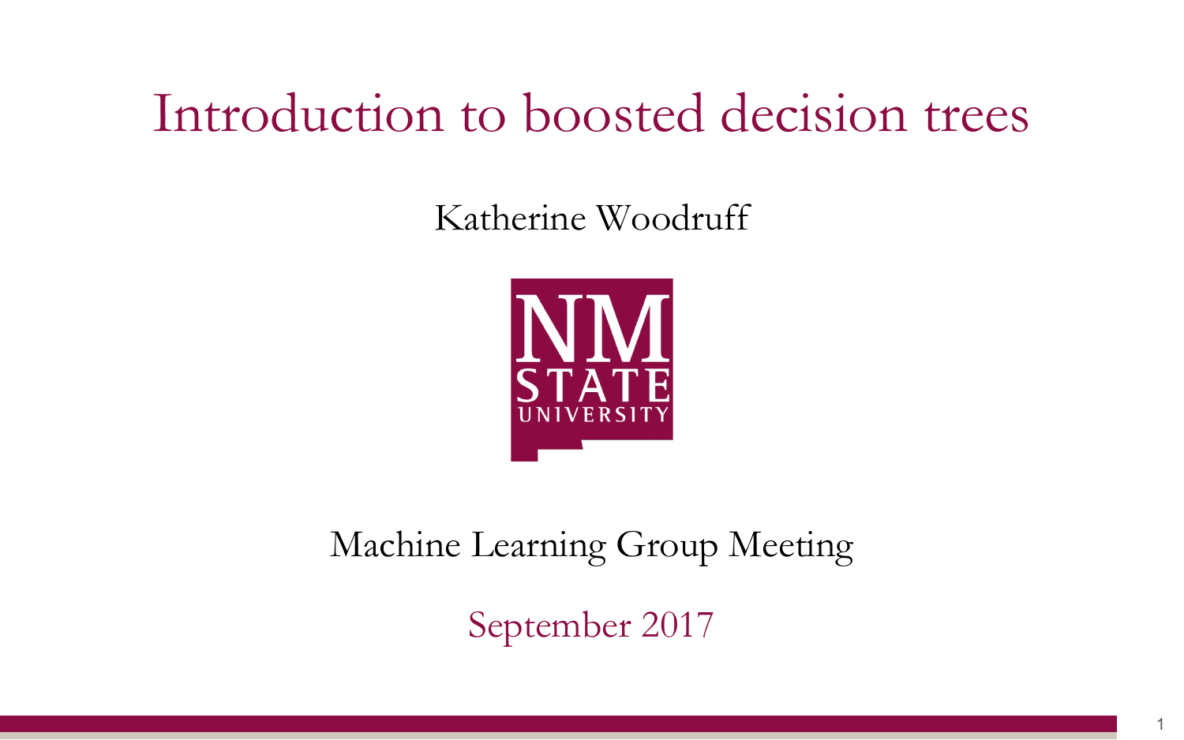# Introduction to boosted decision trees

Katherine Woodruff

NM STATE UNIVERSITY

Machine Learning Group Meeting

September 2017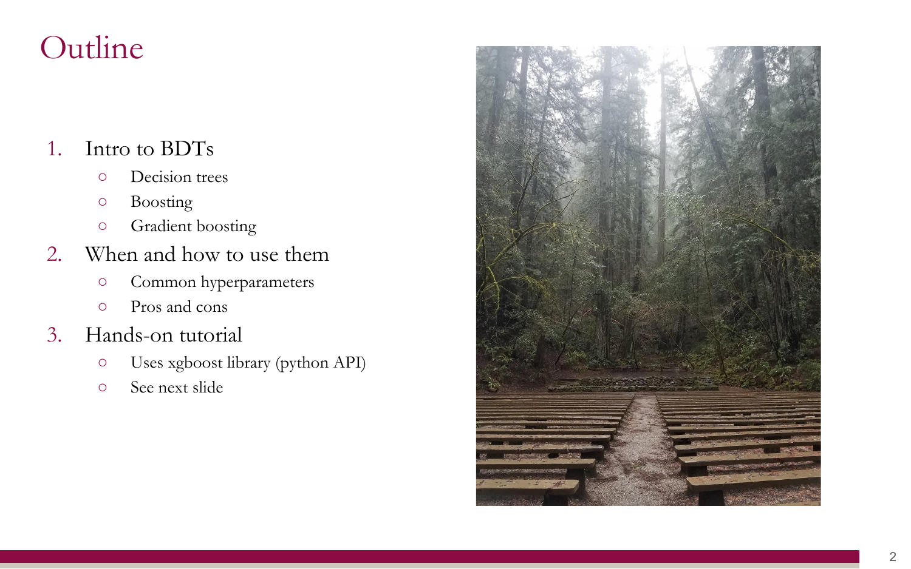# Outline

1. Intro to BDTs
   - Decision trees
   - Boosting
   - Gradient boosting
2. When and how to use them
   - Common hyperparameters
   - Pros and cons
3. Hands-on tutorial
   - Uses xgboost library (python API)
   - See next slide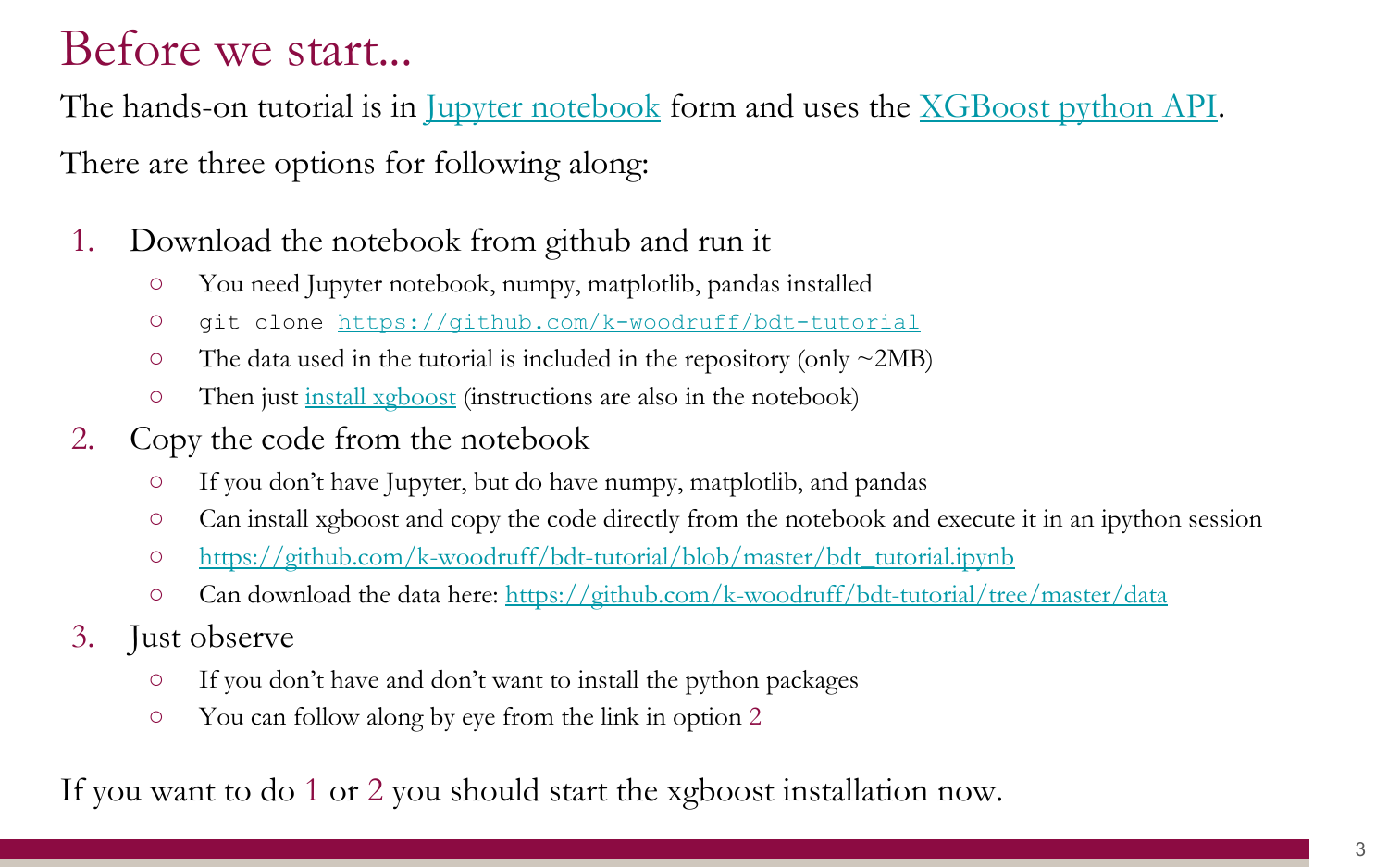# Before we start...

The hands-on tutorial is in [Jupyter notebook](Jupyter notebook) form and uses the [XGBoost python API](XGBoost python API).

There are three options for following along:

1. Download the notebook from github and run it
   - You need Jupyter notebook, numpy, matplotlib, pandas installed
   - `git clone https://github.com/k-woodruff/bdt-tutorial`
   - The data used in the tutorial is included in the repository (only ~2MB)
   - Then just install xgboost (instructions are also in the notebook)
2. Copy the code from the notebook
   - If you don't have Jupyter, but do have numpy, matplotlib, and pandas
   - Can install xgboost and copy the code directly from the notebook and execute it in an ipython session
   - https://github.com/k-woodruff/bdt-tutorial/blob/master/bdt_tutorial.ipynb
   - Can download the data here: https://github.com/k-woodruff/bdt-tutorial/tree/master/data
3. Just observe
   - If you don't have and don't want to install the python packages
   - You can follow along by eye from the link in option 2

If you want to do 1 or 2 you should start the xgboost installation now.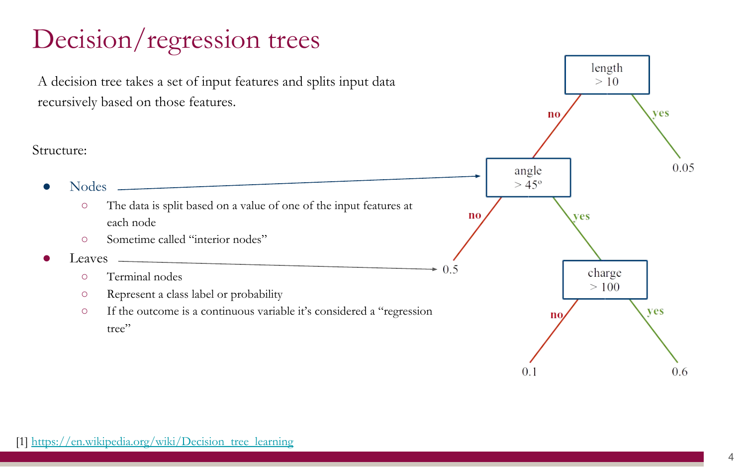# Decision/regression trees

A decision tree takes a set of input features and splits input data recursively based on those features.

Structure:

- Nodes
  - The data is split based on a value of one of the input features at each node
  - Sometime called "interior nodes"
- Leaves
  - Terminal nodes
  - Represent a class label or probability
  - If the outcome is a continuous variable it's considered a "regression tree"

length > 10

no

yes

0.05

angle > 45º

no

yes

0.5

charge > 100

no

yes

0.1

0.6

[1] https://en.wikipedia.org/wiki/Decision_tree_learning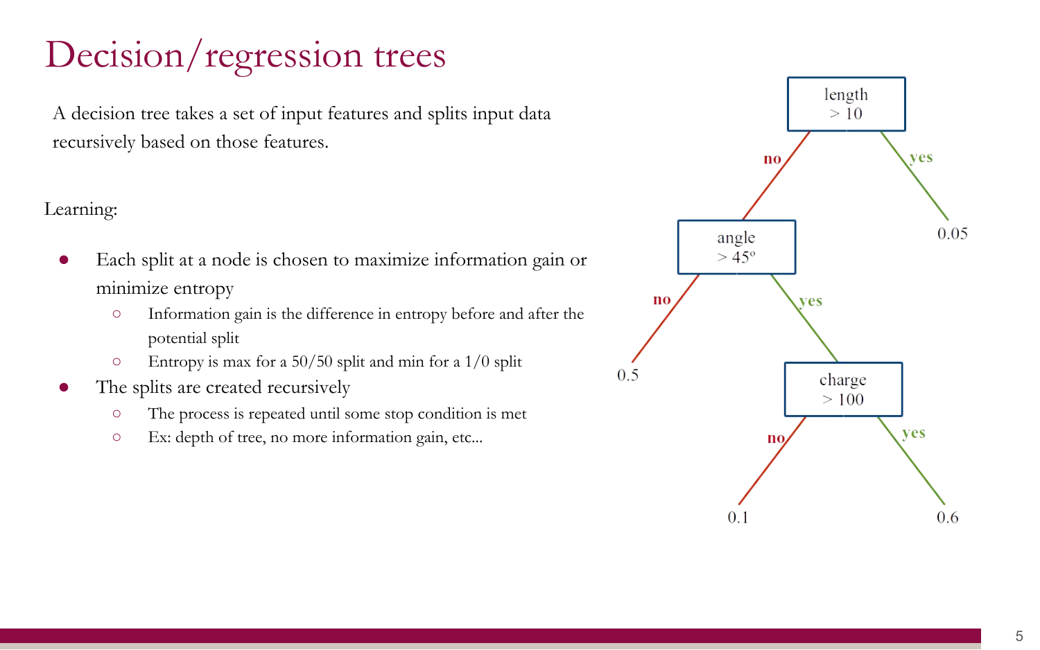# Decision/regression trees

A decision tree takes a set of input features and splits input data recursively based on those features.

Learning:

- Each split at a node is chosen to maximize information gain or minimize entropy
  - Information gain is the difference in entropy before and after the potential split
  - Entropy is max for a 50/50 split and min for a 1/0 split
- The splits are created recursively
  - The process is repeated until some stop condition is met
  - Ex: depth of tree, no more information gain, etc...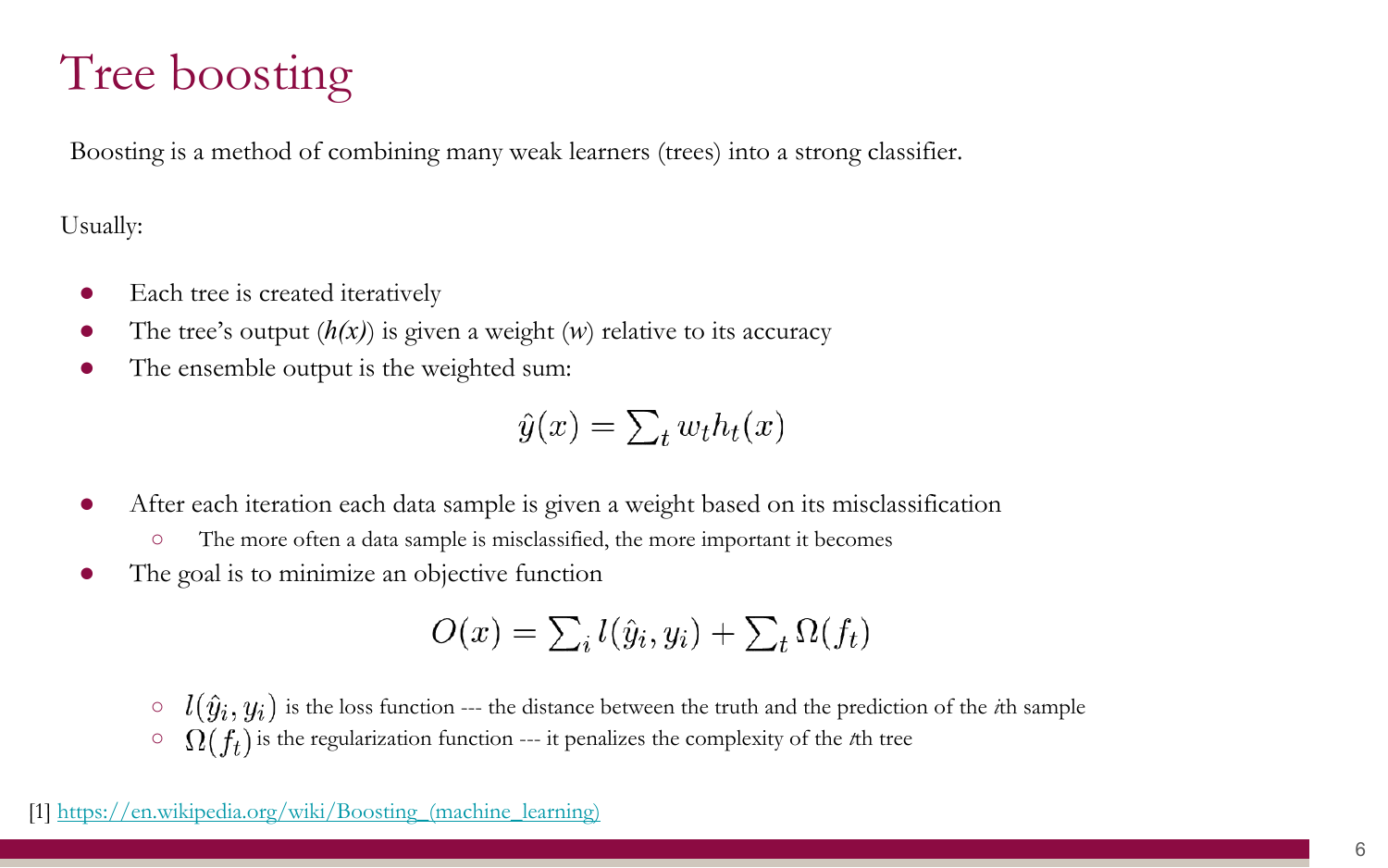# Tree boosting

Boosting is a method of combining many weak learners (trees) into a strong classifier.

Usually:

- Each tree is created iteratively
- The tree's output (*h(x)*) is given a weight (*w*) relative to its accuracy
- The ensemble output is the weighted sum:

$$\hat{y}(x) = \sum_t w_t h_t(x)$$

- After each iteration each data sample is given a weight based on its misclassification
  - The more often a data sample is misclassified, the more important it becomes
- The goal is to minimize an objective function

$$O(x) = \sum_i l(\hat{y}_i, y_i) + \sum_t \Omega(f_t)$$

  - $l(\hat{y}_i, y_i)$ is the loss function --- the distance between the truth and the prediction of the *i*th sample
  - $\Omega(f_t)$ is the regularization function --- it penalizes the complexity of the *t*th tree

[1] https://en.wikipedia.org/wiki/Boosting_(machine_learning)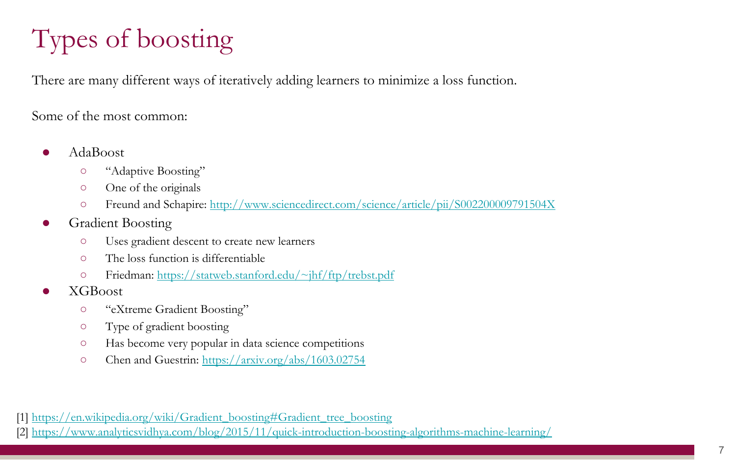# Types of boosting

There are many different ways of iteratively adding learners to minimize a loss function.

Some of the most common:

- AdaBoost
  - "Adaptive Boosting"
  - One of the originals
  - Freund and Schapire: http://www.sciencedirect.com/science/article/pii/S002200009791504X
- Gradient Boosting
  - Uses gradient descent to create new learners
  - The loss function is differentiable
  - Friedman: https://statweb.stanford.edu/~jhf/ftp/trebst.pdf
- XGBoost
  - "eXtreme Gradient Boosting"
  - Type of gradient boosting
  - Has become very popular in data science competitions
  - Chen and Guestrin: https://arxiv.org/abs/1603.02754

[1] https://en.wikipedia.org/wiki/Gradient_boosting#Gradient_tree_boosting
[2] https://www.analyticsvidhya.com/blog/2015/11/quick-introduction-boosting-algorithms-machine-learning/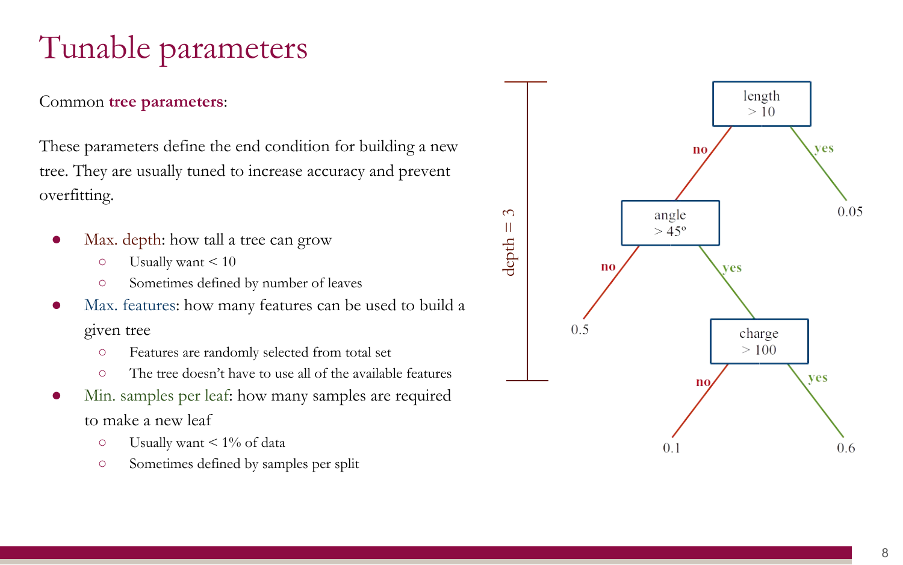# Tunable parameters

Common **tree parameters**:

These parameters define the end condition for building a new tree. They are usually tuned to increase accuracy and prevent overfitting.

- Max. depth: how tall a tree can grow
  - Usually want < 10
  - Sometimes defined by number of leaves
- Max. features: how many features can be used to build a given tree
  - Features are randomly selected from total set
  - The tree doesn't have to use all of the available features
- Min. samples per leaf: how many samples are required to make a new leaf
  - Usually want < 1% of data
  - Sometimes defined by samples per split

depth = 3

length > 10

no | yes

angle > 45º | 0.05

no | yes

0.5 | charge > 100

no | yes

0.1 | 0.6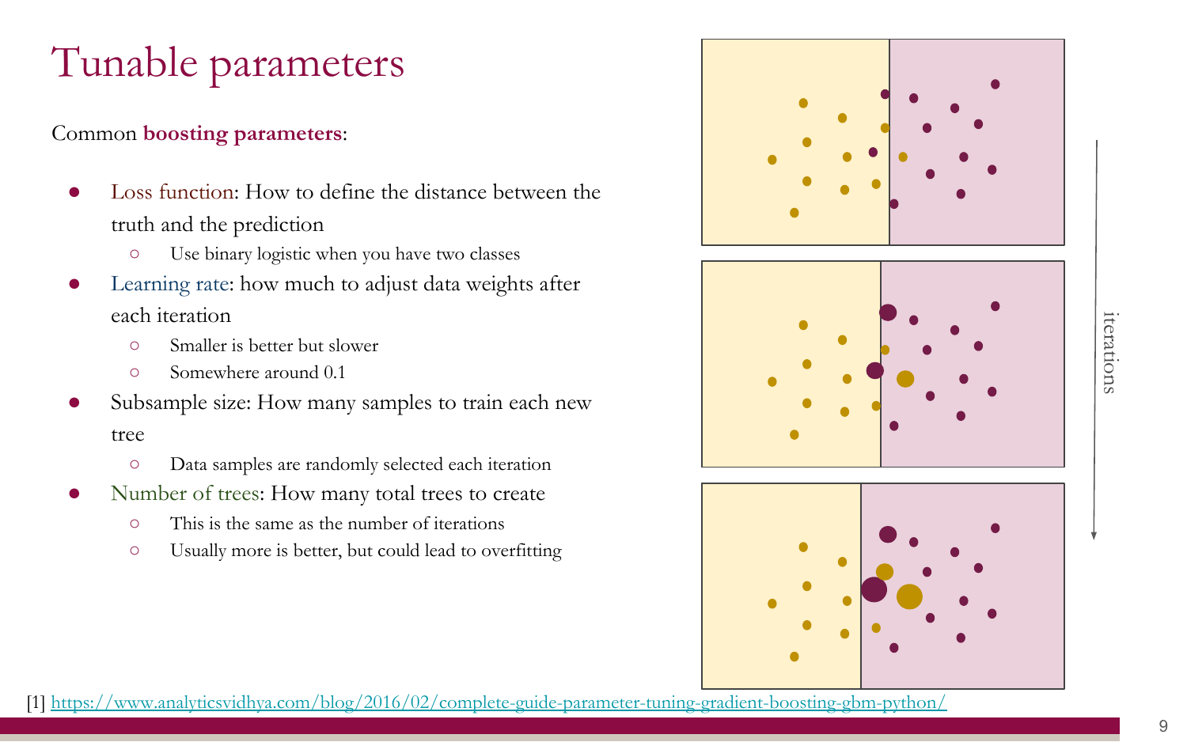# Tunable parameters

Common **boosting parameters**:

- Loss function: How to define the distance between the truth and the prediction
  - Use binary logistic when you have two classes
- Learning rate: how much to adjust data weights after each iteration
  - Smaller is better but slower
  - Somewhere around 0.1
- Subsample size: How many samples to train each new tree
  - Data samples are randomly selected each iteration
- Number of trees: How many total trees to create
  - This is the same as the number of iterations
  - Usually more is better, but could lead to overfitting

iterations

[1] https://www.analyticsvidhya.com/blog/2016/02/complete-guide-parameter-tuning-gradient-boosting-gbm-python/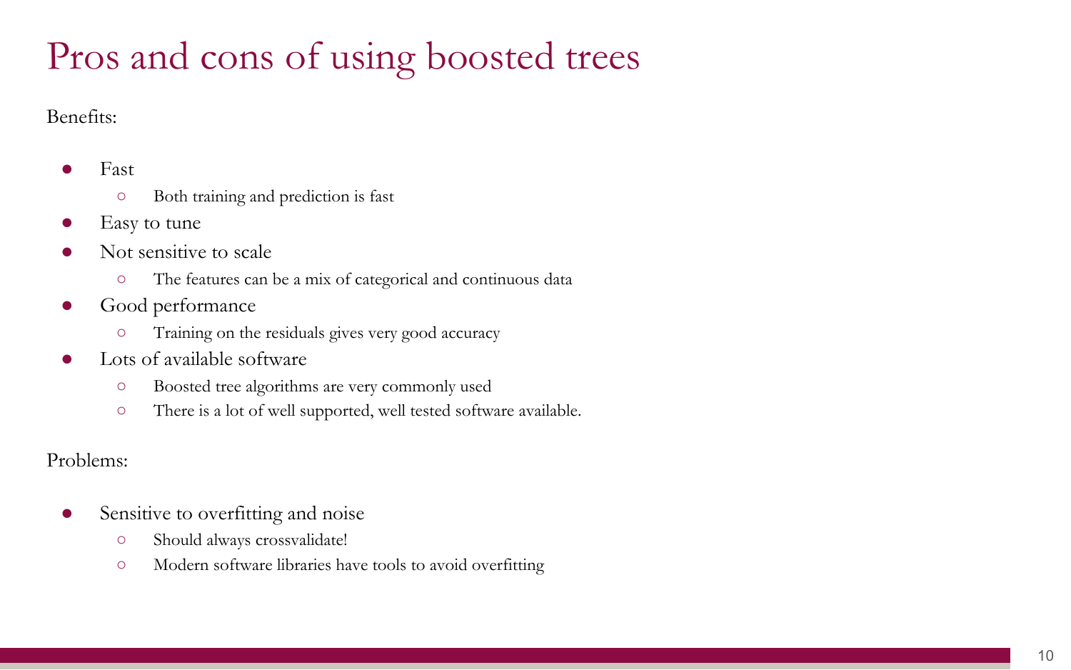# Pros and cons of using boosted trees

Benefits:

- Fast
  - Both training and prediction is fast
- Easy to tune
- Not sensitive to scale
  - The features can be a mix of categorical and continuous data
- Good performance
  - Training on the residuals gives very good accuracy
- Lots of available software
  - Boosted tree algorithms are very commonly used
  - There is a lot of well supported, well tested software available.

Problems:

- Sensitive to overfitting and noise
  - Should always crossvalidate!
  - Modern software libraries have tools to avoid overfitting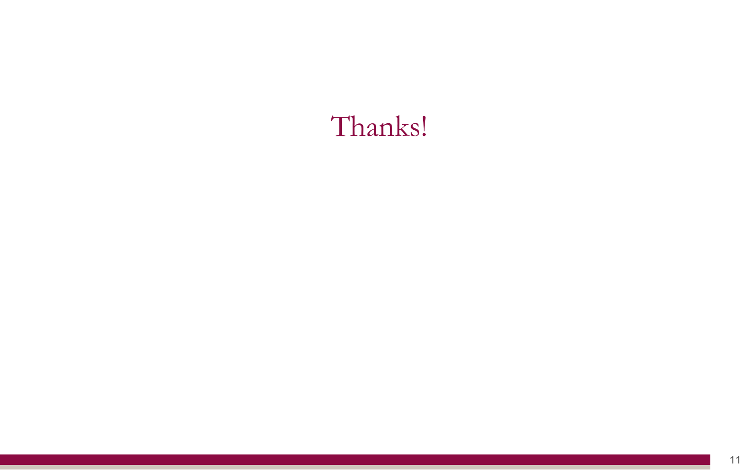# Thanks!